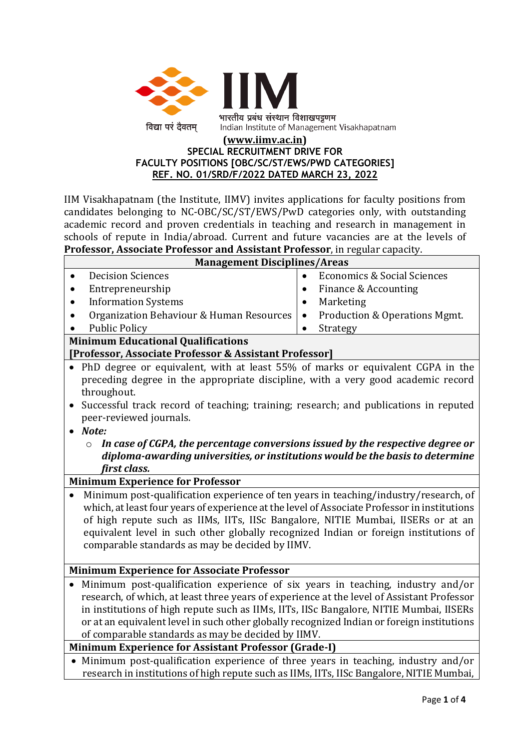विद्या परं दैवतम्

# IIM

भारतीय प्रबंध संस्थान विशाखपट्टणम

Indian Institute of Management Visakhapatnam

**(www.iimv.ac.in)**

**SPECIAL RECRUITMENT DRIVE FOR**

**FACULTY POSITIONS [OBC/SC/ST/EWS/PWD CATEGORIES]**

**REF. NO. 01/SRD/F/2022 DATED MARCH 23, 2022**

IIM Visakhapatnam (the Institute, IIMV) invites applications for faculty positions from candidates belonging to NC-OBC/SC/ST/EWS/PwD categories only, with outstanding academic record and proven credentials in teaching and research in management in schools of repute in India/abroad. Current and future vacancies are at the levels of **Professor, Associate Professor and Assistant Professor**, in regular capacity.

| **Management Disciplines/Areas** | |
|---|---|
| • Decision Sciences | • Economics & Social Sciences |
| • Entrepreneurship | • Finance & Accounting |
| • Information Systems | • Marketing |
| • Organization Behaviour & Human Resources | • Production & Operations Mgmt. |
| • Public Policy | • Strategy |

**Minimum Educational Qualifications**
**[Professor, Associate Professor & Assistant Professor]**

- PhD degree or equivalent, with at least 55% of marks or equivalent CGPA in the preceding degree in the appropriate discipline, with a very good academic record throughout.
- Successful track record of teaching; training; research; and publications in reputed peer-reviewed journals.
- *Note:*
  - ***In case of CGPA, the percentage conversions issued by the respective degree or diploma-awarding universities, or institutions would be the basis to determine first class.***

**Minimum Experience for Professor**

- Minimum post-qualification experience of ten years in teaching/industry/research, of which, at least four years of experience at the level of Associate Professor in institutions of high repute such as IIMs, IITs, IISc Bangalore, NITIE Mumbai, IISERs or at an equivalent level in such other globally recognized Indian or foreign institutions of comparable standards as may be decided by IIMV.

**Minimum Experience for Associate Professor**

- Minimum post-qualification experience of six years in teaching, industry and/or research, of which, at least three years of experience at the level of Assistant Professor in institutions of high repute such as IIMs, IITs, IISc Bangalore, NITIE Mumbai, IISERs or at an equivalent level in such other globally recognized Indian or foreign institutions of comparable standards as may be decided by IIMV.

**Minimum Experience for Assistant Professor (Grade-I)**

- Minimum post-qualification experience of three years in teaching, industry and/or research in institutions of high repute such as IIMs, IITs, IISc Bangalore, NITIE Mumbai,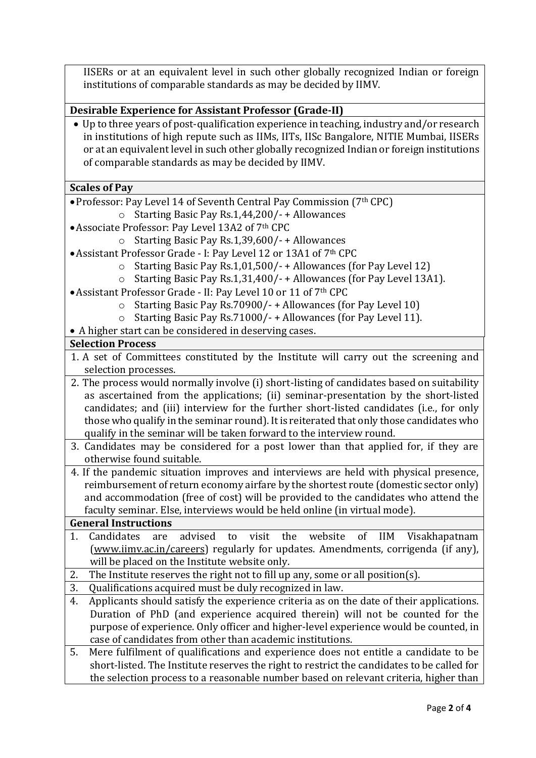IISERs or at an equivalent level in such other globally recognized Indian or foreign institutions of comparable standards as may be decided by IIMV.

**Desirable Experience for Assistant Professor (Grade-II)**

- Up to three years of post-qualification experience in teaching, industry and/or research in institutions of high repute such as IIMs, IITs, IISc Bangalore, NITIE Mumbai, IISERs or at an equivalent level in such other globally recognized Indian or foreign institutions of comparable standards as may be decided by IIMV.

**Scales of Pay**

- Professor: Pay Level 14 of Seventh Central Pay Commission (7th CPC)
  - Starting Basic Pay Rs.1,44,200/- + Allowances
- Associate Professor: Pay Level 13A2 of 7th CPC
  - Starting Basic Pay Rs.1,39,600/- + Allowances
- Assistant Professor Grade - I: Pay Level 12 or 13A1 of 7th CPC
  - Starting Basic Pay Rs.1,01,500/- + Allowances (for Pay Level 12)
  - Starting Basic Pay Rs.1,31,400/- + Allowances (for Pay Level 13A1).
- Assistant Professor Grade - II: Pay Level 10 or 11 of 7th CPC
  - Starting Basic Pay Rs.70900/- + Allowances (for Pay Level 10)
  - Starting Basic Pay Rs.71000/- + Allowances (for Pay Level 11).
- A higher start can be considered in deserving cases.

**Selection Process**

1. A set of Committees constituted by the Institute will carry out the screening and selection processes.
2. The process would normally involve (i) short-listing of candidates based on suitability as ascertained from the applications; (ii) seminar-presentation by the short-listed candidates; and (iii) interview for the further short-listed candidates (i.e., for only those who qualify in the seminar round). It is reiterated that only those candidates who qualify in the seminar will be taken forward to the interview round.
3. Candidates may be considered for a post lower than that applied for, if they are otherwise found suitable.
4. If the pandemic situation improves and interviews are held with physical presence, reimbursement of return economy airfare by the shortest route (domestic sector only) and accommodation (free of cost) will be provided to the candidates who attend the faculty seminar. Else, interviews would be held online (in virtual mode).

**General Instructions**

1. Candidates are advised to visit the website of IIM Visakhapatnam (www.iimv.ac.in/careers) regularly for updates. Amendments, corrigenda (if any), will be placed on the Institute website only.
2. The Institute reserves the right not to fill up any, some or all position(s).
3. Qualifications acquired must be duly recognized in law.
4. Applicants should satisfy the experience criteria as on the date of their applications. Duration of PhD (and experience acquired therein) will not be counted for the purpose of experience. Only officer and higher-level experience would be counted, in case of candidates from other than academic institutions.
5. Mere fulfilment of qualifications and experience does not entitle a candidate to be short-listed. The Institute reserves the right to restrict the candidates to be called for the selection process to a reasonable number based on relevant criteria, higher than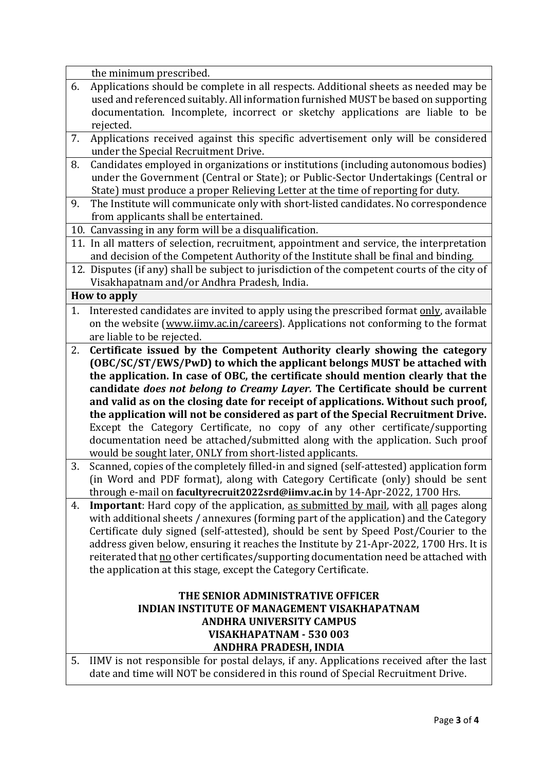the minimum prescribed.

6. Applications should be complete in all respects. Additional sheets as needed may be used and referenced suitably. All information furnished MUST be based on supporting documentation. Incomplete, incorrect or sketchy applications are liable to be rejected.
7. Applications received against this specific advertisement only will be considered under the Special Recruitment Drive.
8. Candidates employed in organizations or institutions (including autonomous bodies) under the Government (Central or State); or Public-Sector Undertakings (Central or State) must produce a proper Relieving Letter at the time of reporting for duty.
9. The Institute will communicate only with short-listed candidates. No correspondence from applicants shall be entertained.
10. Canvassing in any form will be a disqualification.
11. In all matters of selection, recruitment, appointment and service, the interpretation and decision of the Competent Authority of the Institute shall be final and binding.
12. Disputes (if any) shall be subject to jurisdiction of the competent courts of the city of Visakhapatnam and/or Andhra Pradesh, India.

**How to apply**

1. Interested candidates are invited to apply using the prescribed format <u>only</u>, available on the website (<u>www.iimv.ac.in/careers</u>). Applications not conforming to the format are liable to be rejected.
2. **Certificate issued by the Competent Authority clearly showing the category (OBC/SC/ST/EWS/PwD) to which the applicant belongs MUST be attached with the application. In case of OBC, the certificate should mention clearly that the candidate *does not belong to Creamy Layer.* The Certificate should be current and valid as on the closing date for receipt of applications. Without such proof, the application will not be considered as part of the Special Recruitment Drive.** Except the Category Certificate, no copy of any other certificate/supporting documentation need be attached/submitted along with the application. Such proof would be sought later, ONLY from short-listed applicants.
3. Scanned, copies of the completely filled-in and signed (self-attested) application form (in Word and PDF format), along with Category Certificate (only) should be sent through e-mail on **facultyrecruit2022srd@iimv.ac.in** by 14-Apr-2022, 1700 Hrs.
4. **Important**: Hard copy of the application, <u>as submitted by mail</u>, with <u>all</u> pages along with additional sheets / annexures (forming part of the application) and the Category Certificate duly signed (self-attested), should be sent by Speed Post/Courier to the address given below, ensuring it reaches the Institute by 21-Apr-2022, 1700 Hrs. It is reiterated that <u>no</u> other certificates/supporting documentation need be attached with the application at this stage, except the Category Certificate.

   **THE SENIOR ADMINISTRATIVE OFFICER**
   **INDIAN INSTITUTE OF MANAGEMENT VISAKHAPATNAM**
   **ANDHRA UNIVERSITY CAMPUS**
   **VISAKHAPATNAM - 530 003**
   **ANDHRA PRADESH, INDIA**

5. IIMV is not responsible for postal delays, if any. Applications received after the last date and time will NOT be considered in this round of Special Recruitment Drive.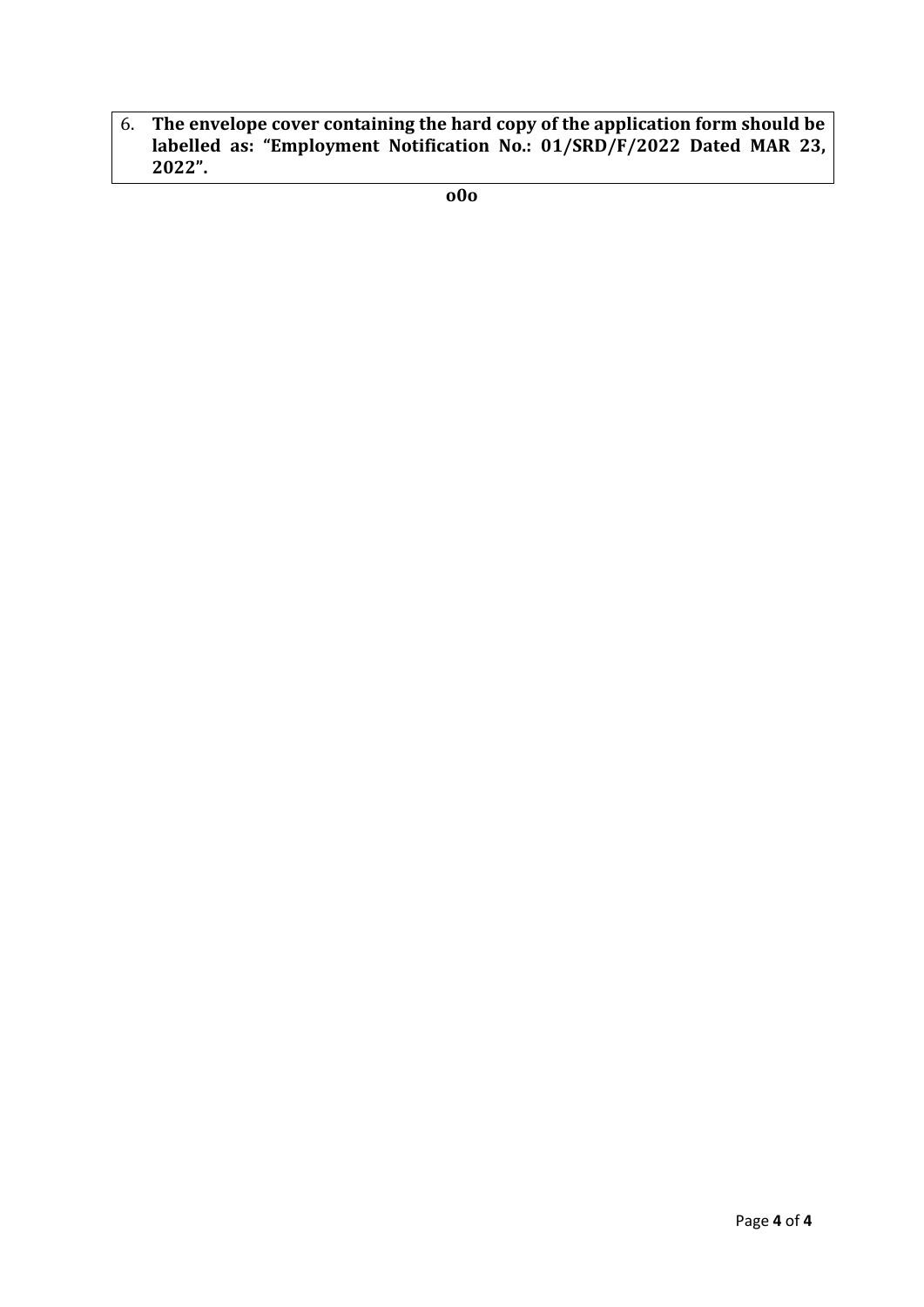6. **The envelope cover containing the hard copy of the application form should be labelled as: "Employment Notification No.: 01/SRD/F/2022 Dated MAR 23, 2022".**

**o0o**